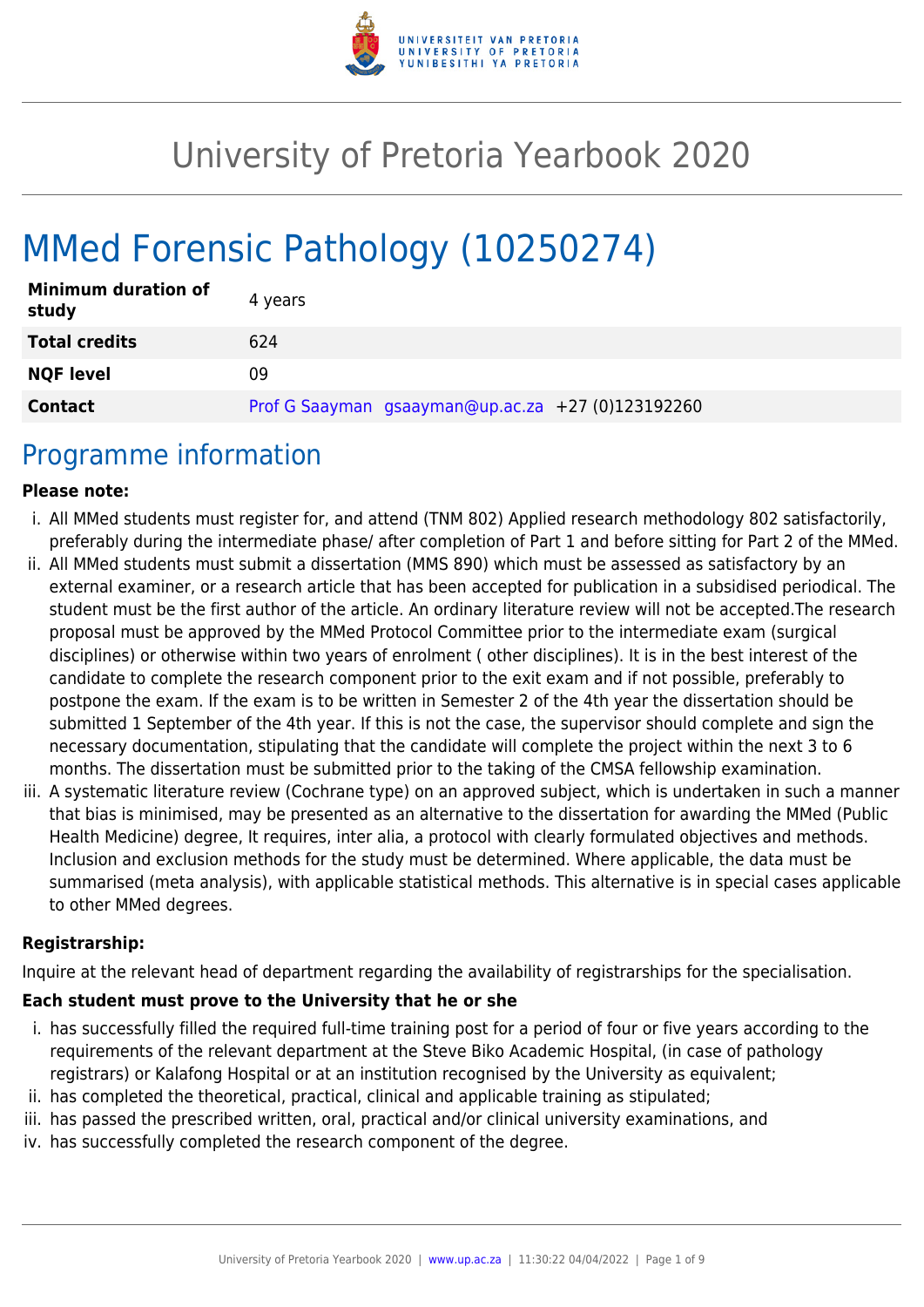# University of Pretoria Yearbook 2020

# MMed Forensic Pathology (10250274)

| | |
|---|---|
| **Minimum duration of study** | 4 years |
| **Total credits** | 624 |
| **NQF level** | 09 |
| **Contact** | Prof G Saayman gsaayman@up.ac.za +27 (0)123192260 |

## Programme information

**Please note:**

i. All MMed students must register for, and attend (TNM 802) Applied research methodology 802 satisfactorily, preferably during the intermediate phase/ after completion of Part 1 and before sitting for Part 2 of the MMed.

ii. All MMed students must submit a dissertation (MMS 890) which must be assessed as satisfactory by an external examiner, or a research article that has been accepted for publication in a subsidised periodical. The student must be the first author of the article. An ordinary literature review will not be accepted.The research proposal must be approved by the MMed Protocol Committee prior to the intermediate exam (surgical disciplines) or otherwise within two years of enrolment ( other disciplines). It is in the best interest of the candidate to complete the research component prior to the exit exam and if not possible, preferably to postpone the exam. If the exam is to be written in Semester 2 of the 4th year the dissertation should be submitted 1 September of the 4th year. If this is not the case, the supervisor should complete and sign the necessary documentation, stipulating that the candidate will complete the project within the next 3 to 6 months. The dissertation must be submitted prior to the taking of the CMSA fellowship examination.

iii. A systematic literature review (Cochrane type) on an approved subject, which is undertaken in such a manner that bias is minimised, may be presented as an alternative to the dissertation for awarding the MMed (Public Health Medicine) degree, It requires, inter alia, a protocol with clearly formulated objectives and methods. Inclusion and exclusion methods for the study must be determined. Where applicable, the data must be summarised (meta analysis), with applicable statistical methods. This alternative is in special cases applicable to other MMed degrees.

**Registrarship:**

Inquire at the relevant head of department regarding the availability of registrarships for the specialisation.

**Each student must prove to the University that he or she**

i. has successfully filled the required full-time training post for a period of four or five years according to the requirements of the relevant department at the Steve Biko Academic Hospital, (in case of pathology registrars) or Kalafong Hospital or at an institution recognised by the University as equivalent;

ii. has completed the theoretical, practical, clinical and applicable training as stipulated;

iii. has passed the prescribed written, oral, practical and/or clinical university examinations, and

iv. has successfully completed the research component of the degree.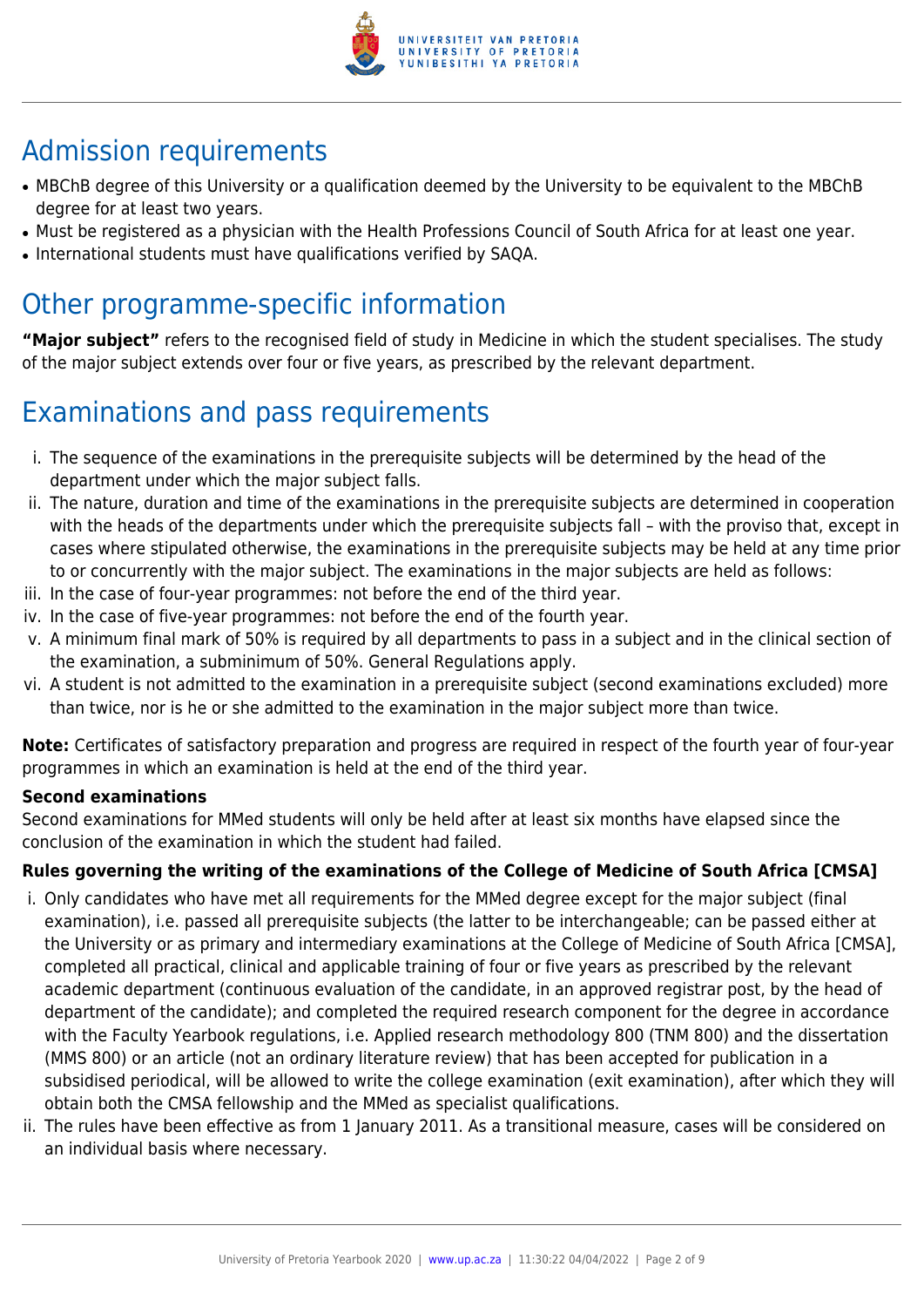# Admission requirements

- MBChB degree of this University or a qualification deemed by the University to be equivalent to the MBChB degree for at least two years.
- Must be registered as a physician with the Health Professions Council of South Africa for at least one year.
- International students must have qualifications verified by SAQA.

# Other programme-specific information

**"Major subject"** refers to the recognised field of study in Medicine in which the student specialises. The study of the major subject extends over four or five years, as prescribed by the relevant department.

# Examinations and pass requirements

i. The sequence of the examinations in the prerequisite subjects will be determined by the head of the department under which the major subject falls.
ii. The nature, duration and time of the examinations in the prerequisite subjects are determined in cooperation with the heads of the departments under which the prerequisite subjects fall – with the proviso that, except in cases where stipulated otherwise, the examinations in the prerequisite subjects may be held at any time prior to or concurrently with the major subject. The examinations in the major subjects are held as follows:
iii. In the case of four-year programmes: not before the end of the third year.
iv. In the case of five-year programmes: not before the end of the fourth year.
v. A minimum final mark of 50% is required by all departments to pass in a subject and in the clinical section of the examination, a subminimum of 50%. General Regulations apply.
vi. A student is not admitted to the examination in a prerequisite subject (second examinations excluded) more than twice, nor is he or she admitted to the examination in the major subject more than twice.

**Note:** Certificates of satisfactory preparation and progress are required in respect of the fourth year of four-year programmes in which an examination is held at the end of the third year.

### Second examinations

Second examinations for MMed students will only be held after at least six months have elapsed since the conclusion of the examination in which the student had failed.

### Rules governing the writing of the examinations of the College of Medicine of South Africa [CMSA]

i. Only candidates who have met all requirements for the MMed degree except for the major subject (final examination), i.e. passed all prerequisite subjects (the latter to be interchangeable; can be passed either at the University or as primary and intermediary examinations at the College of Medicine of South Africa [CMSA], completed all practical, clinical and applicable training of four or five years as prescribed by the relevant academic department (continuous evaluation of the candidate, in an approved registrar post, by the head of department of the candidate); and completed the required research component for the degree in accordance with the Faculty Yearbook regulations, i.e. Applied research methodology 800 (TNM 800) and the dissertation (MMS 800) or an article (not an ordinary literature review) that has been accepted for publication in a subsidised periodical, will be allowed to write the college examination (exit examination), after which they will obtain both the CMSA fellowship and the MMed as specialist qualifications.
ii. The rules have been effective as from 1 January 2011. As a transitional measure, cases will be considered on an individual basis where necessary.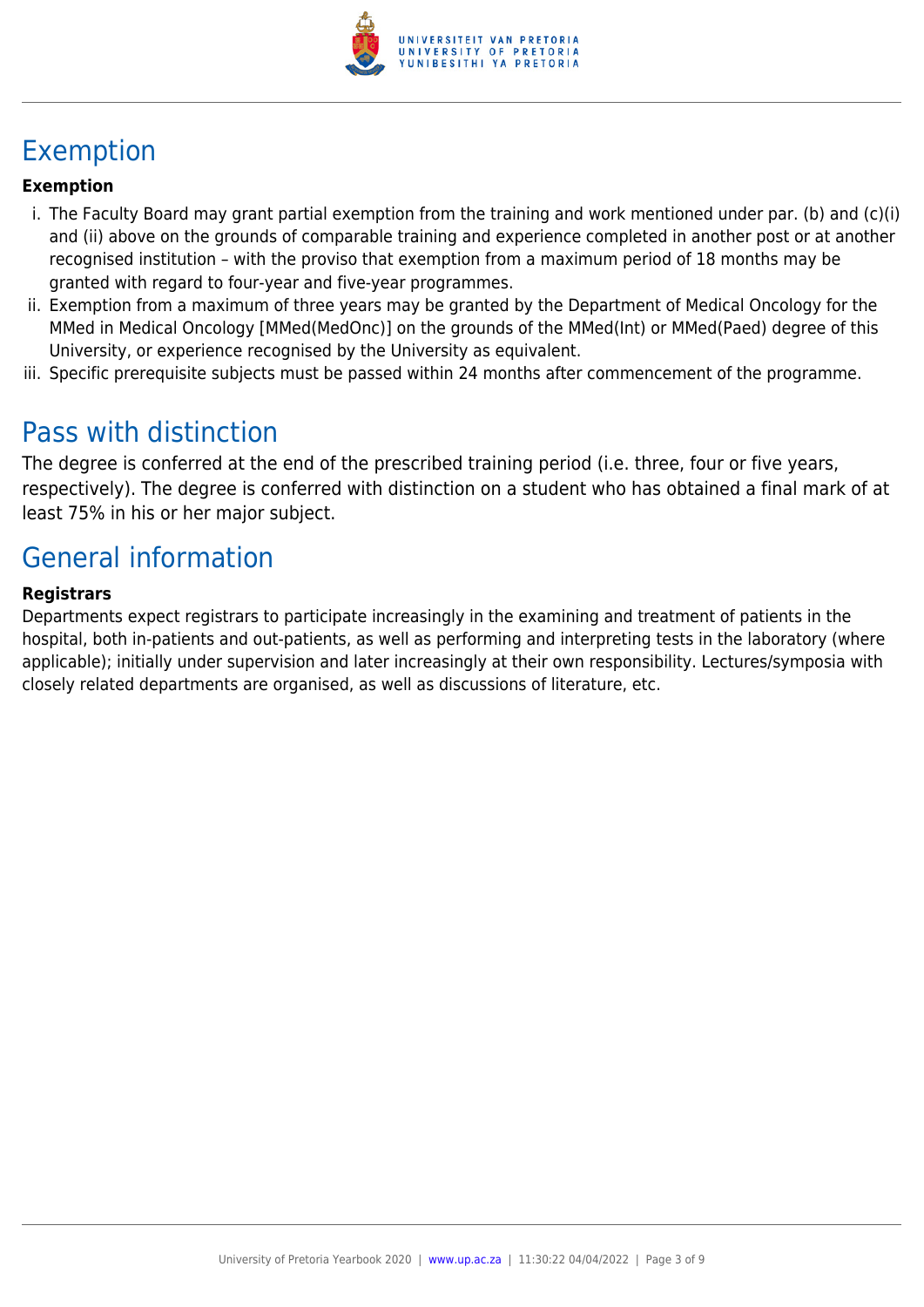# Exemption

**Exemption**

i. The Faculty Board may grant partial exemption from the training and work mentioned under par. (b) and (c)(i) and (ii) above on the grounds of comparable training and experience completed in another post or at another recognised institution – with the proviso that exemption from a maximum period of 18 months may be granted with regard to four-year and five-year programmes.
ii. Exemption from a maximum of three years may be granted by the Department of Medical Oncology for the MMed in Medical Oncology [MMed(MedOnc)] on the grounds of the MMed(Int) or MMed(Paed) degree of this University, or experience recognised by the University as equivalent.
iii. Specific prerequisite subjects must be passed within 24 months after commencement of the programme.

# Pass with distinction

The degree is conferred at the end of the prescribed training period (i.e. three, four or five years, respectively). The degree is conferred with distinction on a student who has obtained a final mark of at least 75% in his or her major subject.

# General information

**Registrars**

Departments expect registrars to participate increasingly in the examining and treatment of patients in the hospital, both in-patients and out-patients, as well as performing and interpreting tests in the laboratory (where applicable); initially under supervision and later increasingly at their own responsibility. Lectures/symposia with closely related departments are organised, as well as discussions of literature, etc.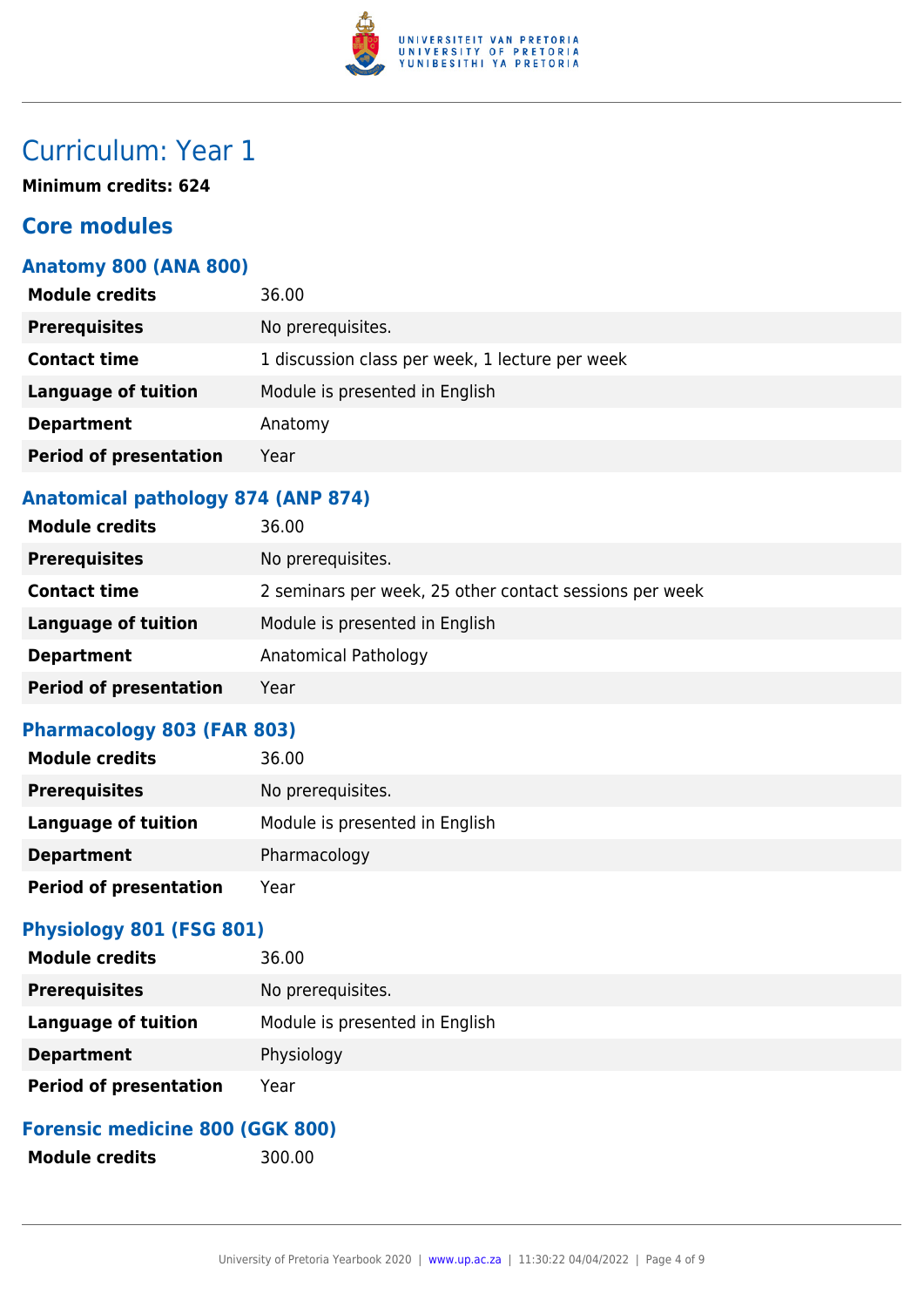# Curriculum: Year 1

**Minimum credits: 624**

## Core modules

### Anatomy 800 (ANA 800)

| | |
|---|---|
| **Module credits** | 36.00 |
| **Prerequisites** | No prerequisites. |
| **Contact time** | 1 discussion class per week, 1 lecture per week |
| **Language of tuition** | Module is presented in English |
| **Department** | Anatomy |
| **Period of presentation** | Year |

### Anatomical pathology 874 (ANP 874)

| | |
|---|---|
| **Module credits** | 36.00 |
| **Prerequisites** | No prerequisites. |
| **Contact time** | 2 seminars per week, 25 other contact sessions per week |
| **Language of tuition** | Module is presented in English |
| **Department** | Anatomical Pathology |
| **Period of presentation** | Year |

### Pharmacology 803 (FAR 803)

| | |
|---|---|
| **Module credits** | 36.00 |
| **Prerequisites** | No prerequisites. |
| **Language of tuition** | Module is presented in English |
| **Department** | Pharmacology |
| **Period of presentation** | Year |

### Physiology 801 (FSG 801)

| | |
|---|---|
| **Module credits** | 36.00 |
| **Prerequisites** | No prerequisites. |
| **Language of tuition** | Module is presented in English |
| **Department** | Physiology |
| **Period of presentation** | Year |

### Forensic medicine 800 (GGK 800)

| | |
|---|---|
| **Module credits** | 300.00 |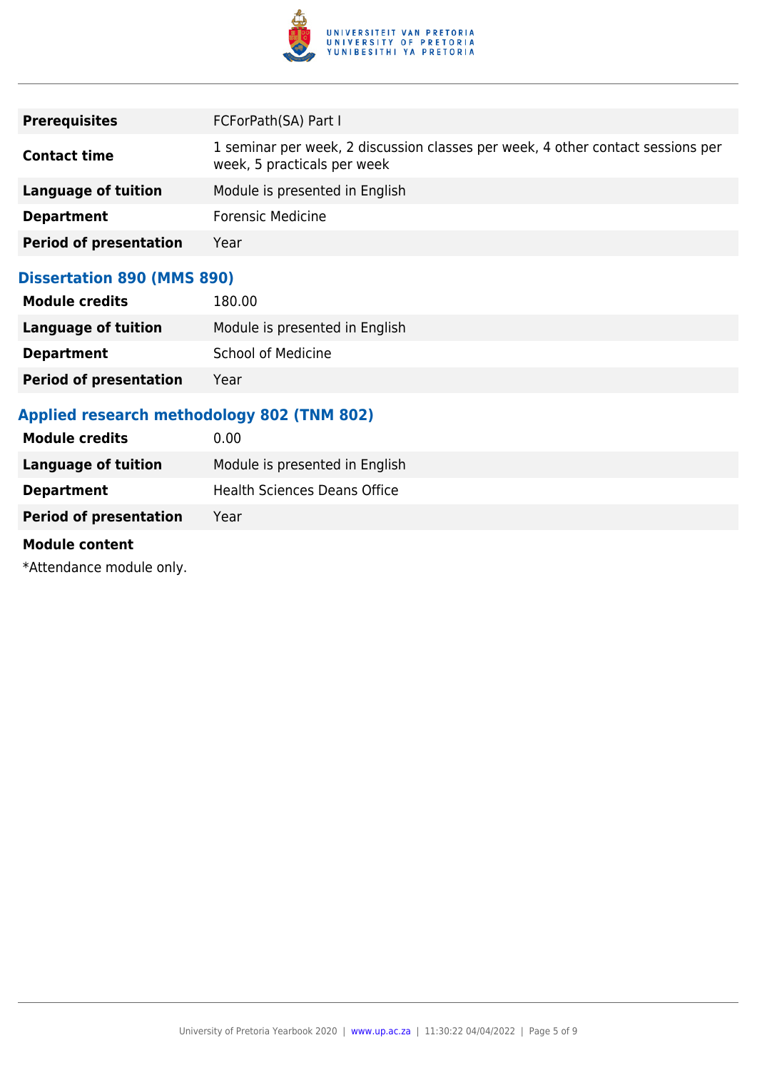| | |
|---|---|
| **Prerequisites** | FCForPath(SA) Part I |
| **Contact time** | 1 seminar per week, 2 discussion classes per week, 4 other contact sessions per week, 5 practicals per week |
| **Language of tuition** | Module is presented in English |
| **Department** | Forensic Medicine |
| **Period of presentation** | Year |

### Dissertation 890 (MMS 890)

| | |
|---|---|
| **Module credits** | 180.00 |
| **Language of tuition** | Module is presented in English |
| **Department** | School of Medicine |
| **Period of presentation** | Year |

### Applied research methodology 802 (TNM 802)

| | |
|---|---|
| **Module credits** | 0.00 |
| **Language of tuition** | Module is presented in English |
| **Department** | Health Sciences Deans Office |
| **Period of presentation** | Year |

**Module content**

*Attendance module only.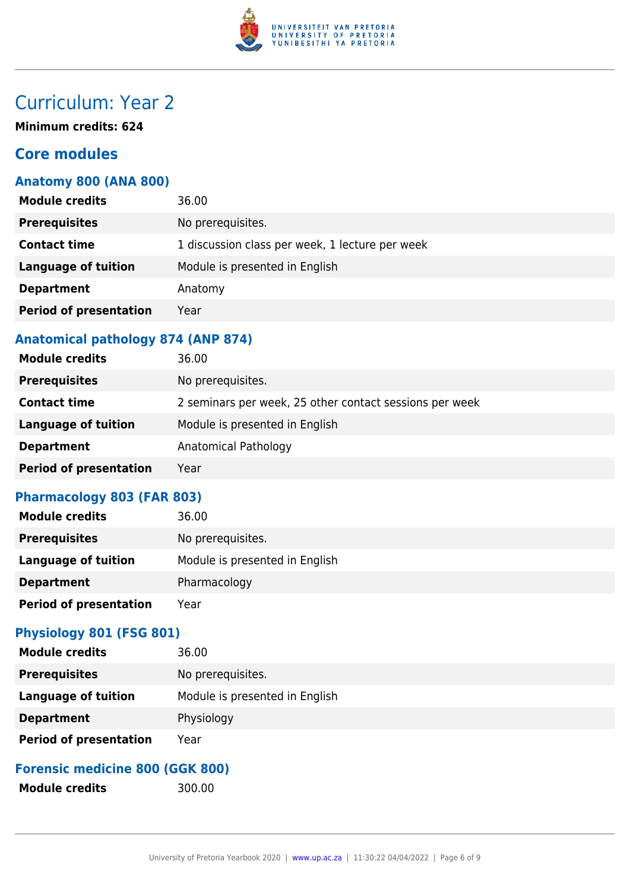# Curriculum: Year 2

**Minimum credits: 624**

## Core modules

### Anatomy 800 (ANA 800)

| | |
|---|---|
| **Module credits** | 36.00 |
| **Prerequisites** | No prerequisites. |
| **Contact time** | 1 discussion class per week, 1 lecture per week |
| **Language of tuition** | Module is presented in English |
| **Department** | Anatomy |
| **Period of presentation** | Year |

### Anatomical pathology 874 (ANP 874)

| | |
|---|---|
| **Module credits** | 36.00 |
| **Prerequisites** | No prerequisites. |
| **Contact time** | 2 seminars per week, 25 other contact sessions per week |
| **Language of tuition** | Module is presented in English |
| **Department** | Anatomical Pathology |
| **Period of presentation** | Year |

### Pharmacology 803 (FAR 803)

| | |
|---|---|
| **Module credits** | 36.00 |
| **Prerequisites** | No prerequisites. |
| **Language of tuition** | Module is presented in English |
| **Department** | Pharmacology |
| **Period of presentation** | Year |

### Physiology 801 (FSG 801)

| | |
|---|---|
| **Module credits** | 36.00 |
| **Prerequisites** | No prerequisites. |
| **Language of tuition** | Module is presented in English |
| **Department** | Physiology |
| **Period of presentation** | Year |

### Forensic medicine 800 (GGK 800)

| | |
|---|---|
| **Module credits** | 300.00 |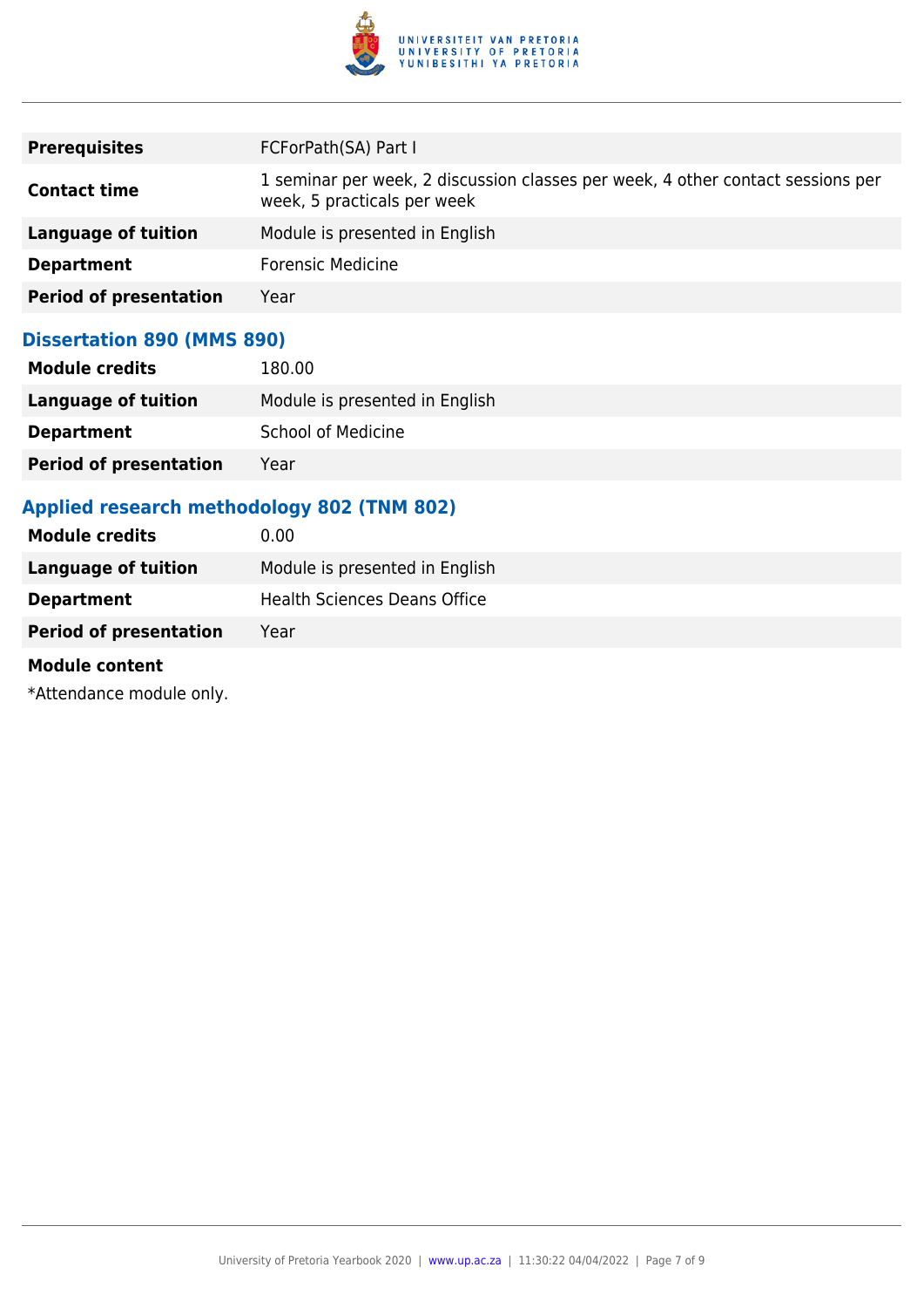| | |
|---|---|
| **Prerequisites** | FCForPath(SA) Part I |
| **Contact time** | 1 seminar per week, 2 discussion classes per week, 4 other contact sessions per week, 5 practicals per week |
| **Language of tuition** | Module is presented in English |
| **Department** | Forensic Medicine |
| **Period of presentation** | Year |

### Dissertation 890 (MMS 890)

| | |
|---|---|
| **Module credits** | 180.00 |
| **Language of tuition** | Module is presented in English |
| **Department** | School of Medicine |
| **Period of presentation** | Year |

### Applied research methodology 802 (TNM 802)

| | |
|---|---|
| **Module credits** | 0.00 |
| **Language of tuition** | Module is presented in English |
| **Department** | Health Sciences Deans Office |
| **Period of presentation** | Year |

**Module content**

*Attendance module only.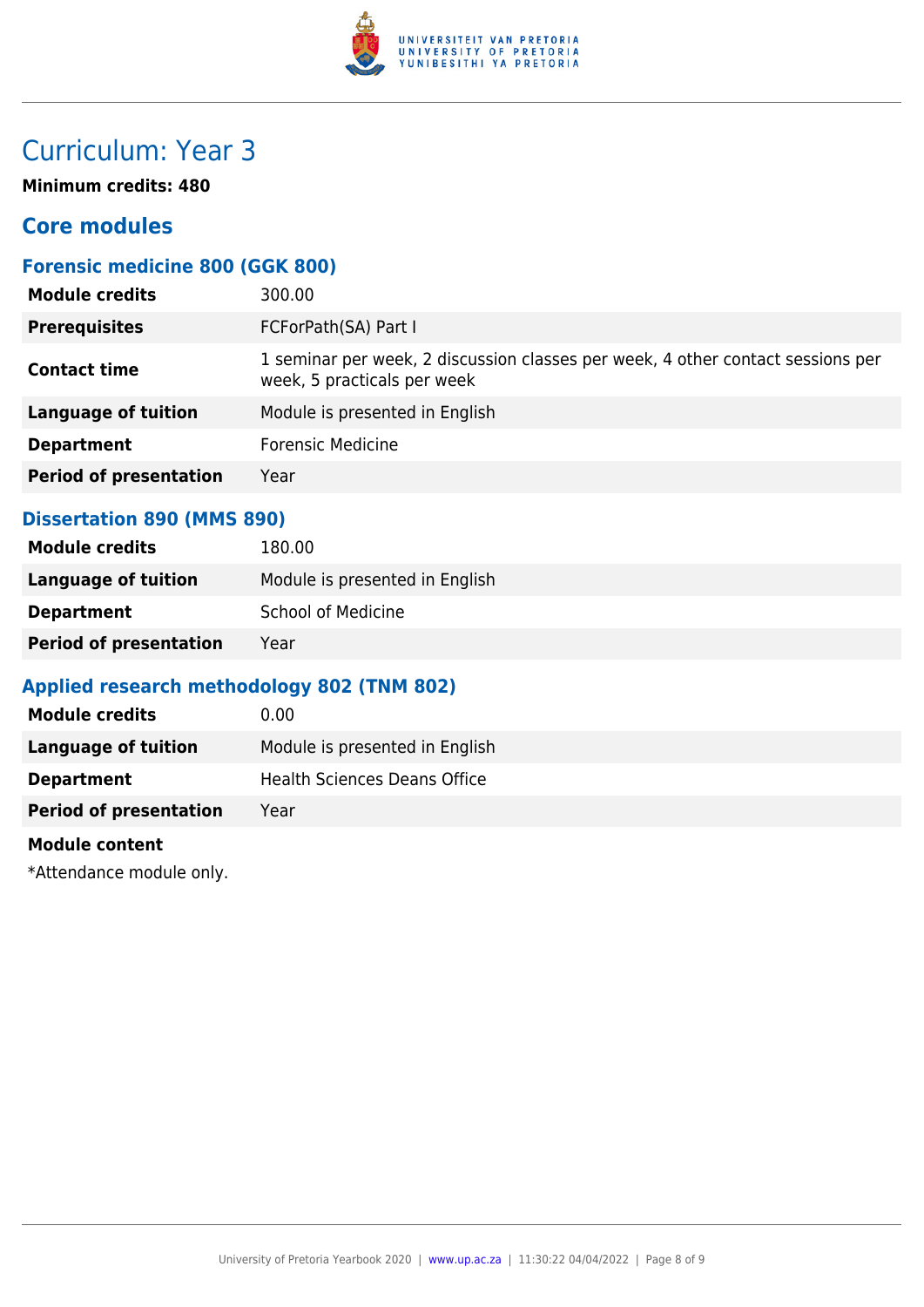# Curriculum: Year 3

**Minimum credits: 480**

## Core modules

### Forensic medicine 800 (GGK 800)

| | |
|---|---|
| **Module credits** | 300.00 |
| **Prerequisites** | FCForPath(SA) Part I |
| **Contact time** | 1 seminar per week, 2 discussion classes per week, 4 other contact sessions per week, 5 practicals per week |
| **Language of tuition** | Module is presented in English |
| **Department** | Forensic Medicine |
| **Period of presentation** | Year |

### Dissertation 890 (MMS 890)

| | |
|---|---|
| **Module credits** | 180.00 |
| **Language of tuition** | Module is presented in English |
| **Department** | School of Medicine |
| **Period of presentation** | Year |

### Applied research methodology 802 (TNM 802)

| | |
|---|---|
| **Module credits** | 0.00 |
| **Language of tuition** | Module is presented in English |
| **Department** | Health Sciences Deans Office |
| **Period of presentation** | Year |

**Module content**

*Attendance module only.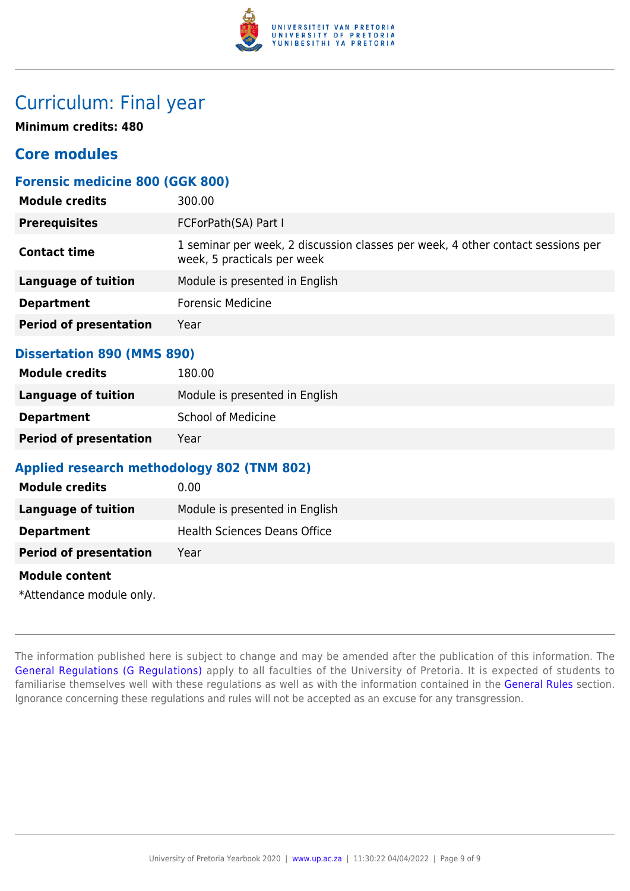# Curriculum: Final year

**Minimum credits: 480**

## Core modules

### Forensic medicine 800 (GGK 800)

| | |
|---|---|
| **Module credits** | 300.00 |
| **Prerequisites** | FCForPath(SA) Part I |
| **Contact time** | 1 seminar per week, 2 discussion classes per week, 4 other contact sessions per week, 5 practicals per week |
| **Language of tuition** | Module is presented in English |
| **Department** | Forensic Medicine |
| **Period of presentation** | Year |

### Dissertation 890 (MMS 890)

| | |
|---|---|
| **Module credits** | 180.00 |
| **Language of tuition** | Module is presented in English |
| **Department** | School of Medicine |
| **Period of presentation** | Year |

### Applied research methodology 802 (TNM 802)

| | |
|---|---|
| **Module credits** | 0.00 |
| **Language of tuition** | Module is presented in English |
| **Department** | Health Sciences Deans Office |
| **Period of presentation** | Year |

**Module content**

*Attendance module only.

The information published here is subject to change and may be amended after the publication of this information. The General Regulations (G Regulations) apply to all faculties of the University of Pretoria. It is expected of students to familiarise themselves well with these regulations as well as with the information contained in the General Rules section. Ignorance concerning these regulations and rules will not be accepted as an excuse for any transgression.